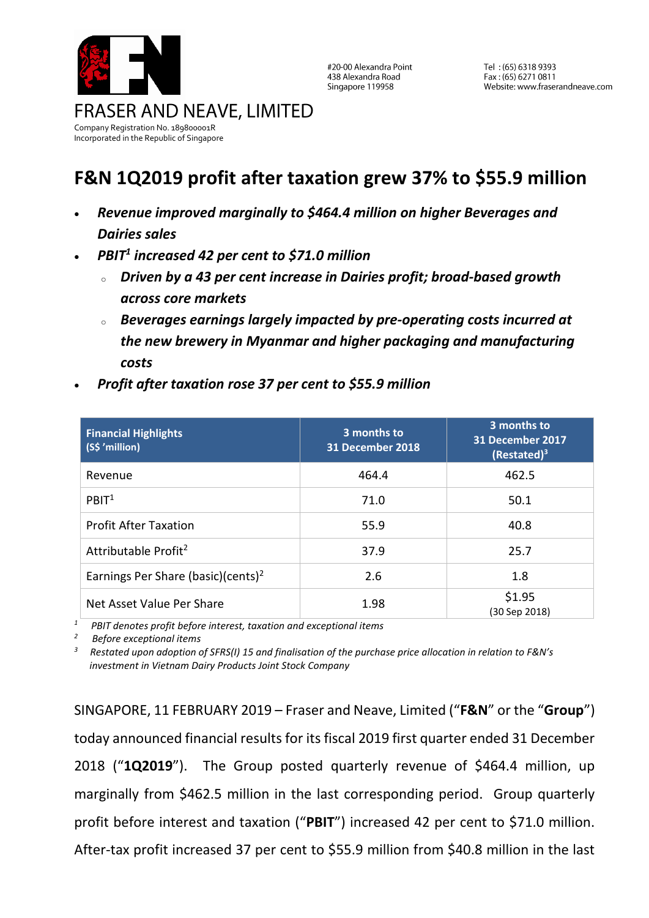FRASER AND NEAVE, LIMITED

Company Registration No. 189800001R
Incorporated in the Republic of Singapore

#20-00 Alexandra Point
438 Alexandra Road
Singapore 119958

Tel : (65) 6318 9393
Fax : (65) 6271 0811
Website: www.fraserandneave.com

# F&N 1Q2019 profit after taxation grew 37% to $55.9 million

- ***Revenue improved marginally to $464.4 million on higher Beverages and Dairies sales***
- ***PBIT[1] increased 42 per cent to $71.0 million***
  - ***Driven by a 43 per cent increase in Dairies profit; broad-based growth across core markets***
  - ***Beverages earnings largely impacted by pre-operating costs incurred at the new brewery in Myanmar and higher packaging and manufacturing costs***
- ***Profit after taxation rose 37 per cent to $55.9 million***

| Financial Highlights (S$ 'million) | 3 months to 31 December 2018 | 3 months to 31 December 2017 (Restated)[3] |
|---|---|---|
| Revenue | 464.4 | 462.5 |
| PBIT[1] | 71.0 | 50.1 |
| Profit After Taxation | 55.9 | 40.8 |
| Attributable Profit[2] | 37.9 | 25.7 |
| Earnings Per Share (basic)(cents)[2] | 2.6 | 1.8 |
| Net Asset Value Per Share | 1.98 | $1.95 (30 Sep 2018) |

*[1] PBIT denotes profit before interest, taxation and exceptional items*
*[2] Before exceptional items*
*[3] Restated upon adoption of SFRS(I) 15 and finalisation of the purchase price allocation in relation to F&N's investment in Vietnam Dairy Products Joint Stock Company*

SINGAPORE, 11 FEBRUARY 2019 – Fraser and Neave, Limited ("**F&N**" or the "**Group**") today announced financial results for its fiscal 2019 first quarter ended 31 December 2018 ("**1Q2019**"). The Group posted quarterly revenue of $464.4 million, up marginally from $462.5 million in the last corresponding period. Group quarterly profit before interest and taxation ("**PBIT**") increased 42 per cent to $71.0 million. After-tax profit increased 37 per cent to $55.9 million from $40.8 million in the last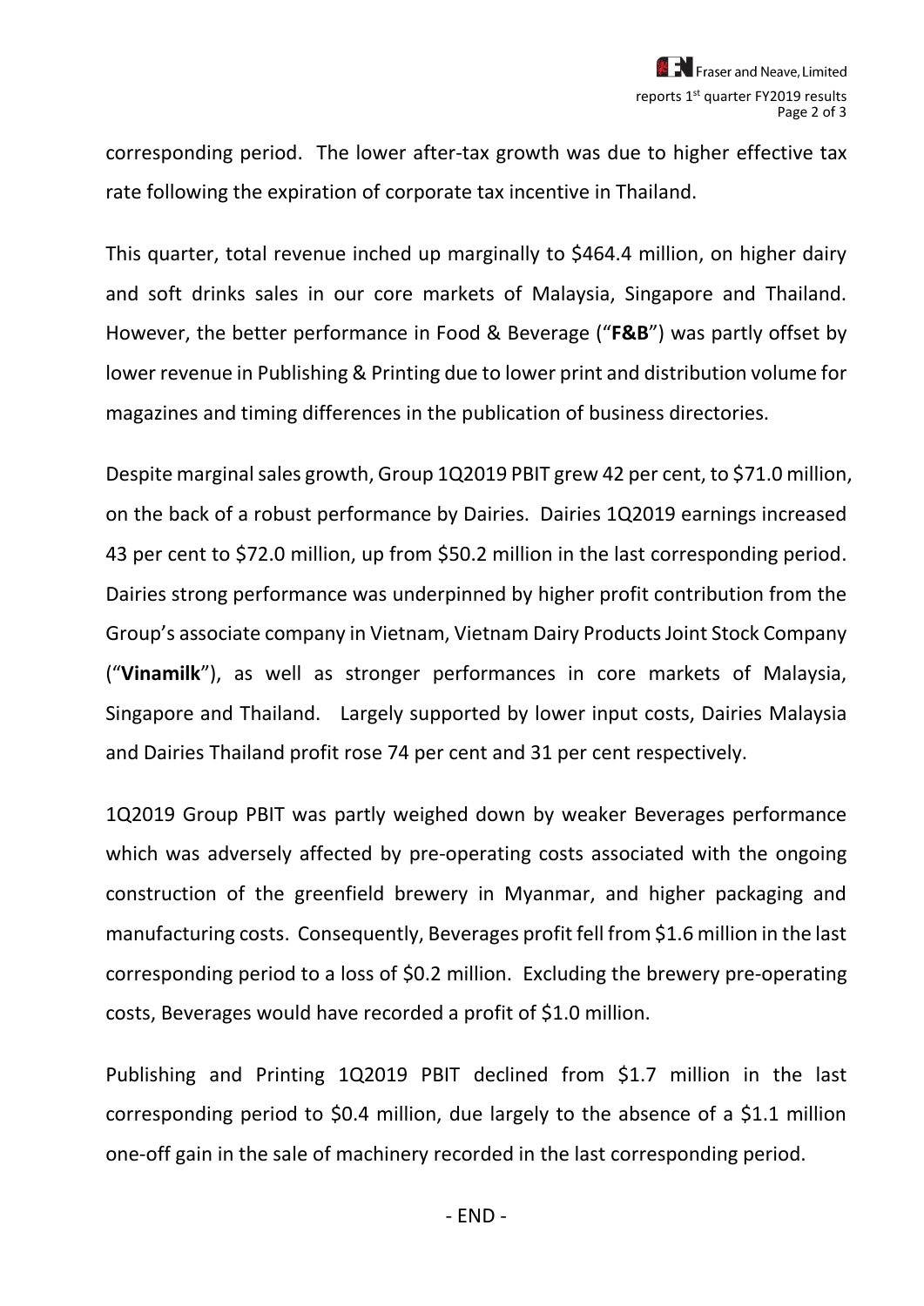corresponding period. The lower after-tax growth was due to higher effective tax rate following the expiration of corporate tax incentive in Thailand.

This quarter, total revenue inched up marginally to $464.4 million, on higher dairy and soft drinks sales in our core markets of Malaysia, Singapore and Thailand. However, the better performance in Food & Beverage ("**F&B**") was partly offset by lower revenue in Publishing & Printing due to lower print and distribution volume for magazines and timing differences in the publication of business directories.

Despite marginal sales growth, Group 1Q2019 PBIT grew 42 per cent, to $71.0 million, on the back of a robust performance by Dairies. Dairies 1Q2019 earnings increased 43 per cent to $72.0 million, up from $50.2 million in the last corresponding period. Dairies strong performance was underpinned by higher profit contribution from the Group's associate company in Vietnam, Vietnam Dairy Products Joint Stock Company ("**Vinamilk**"), as well as stronger performances in core markets of Malaysia, Singapore and Thailand. Largely supported by lower input costs, Dairies Malaysia and Dairies Thailand profit rose 74 per cent and 31 per cent respectively.

1Q2019 Group PBIT was partly weighed down by weaker Beverages performance which was adversely affected by pre-operating costs associated with the ongoing construction of the greenfield brewery in Myanmar, and higher packaging and manufacturing costs. Consequently, Beverages profit fell from $1.6 million in the last corresponding period to a loss of $0.2 million. Excluding the brewery pre-operating costs, Beverages would have recorded a profit of $1.0 million.

Publishing and Printing 1Q2019 PBIT declined from $1.7 million in the last corresponding period to $0.4 million, due largely to the absence of a $1.1 million one-off gain in the sale of machinery recorded in the last corresponding period.

- END -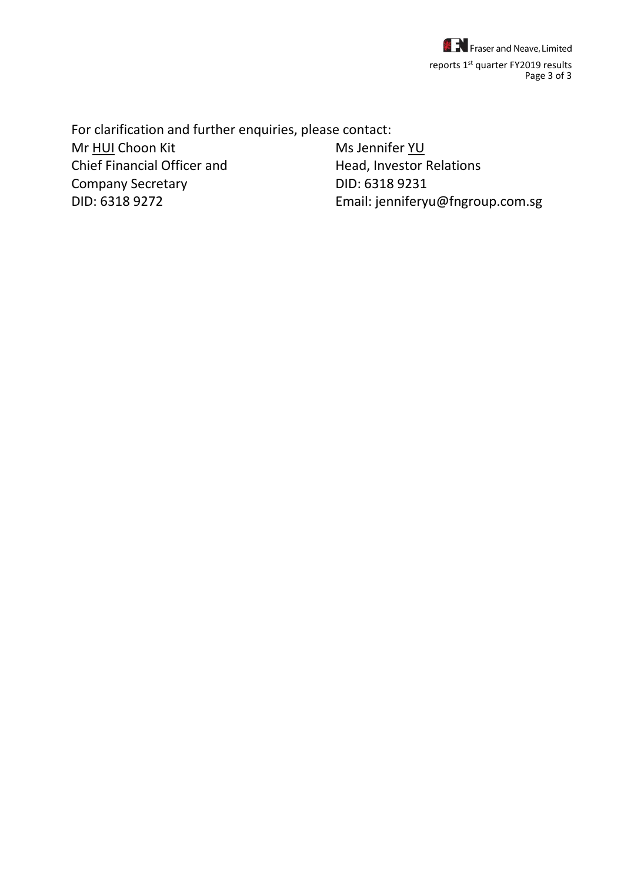For clarification and further enquiries, please contact:

Mr HUI Choon Kit
Chief Financial Officer and
Company Secretary
DID: 6318 9272

Ms Jennifer YU
Head, Investor Relations
DID: 6318 9231
Email: jenniferyu@fngroup.com.sg